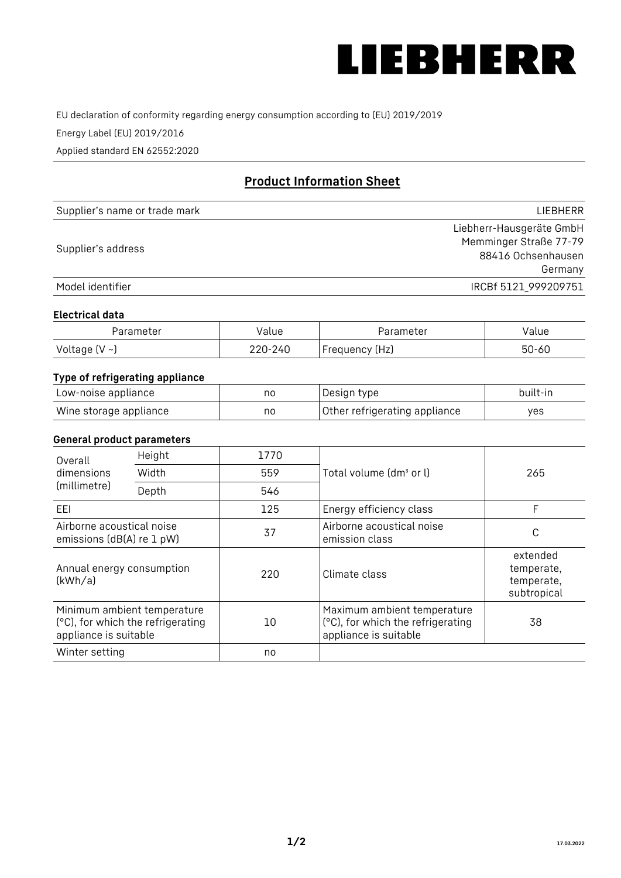LIEBHERR

EU declaration of conformity regarding energy consumption according to (EU) 2019/2019

Energy Label (EU) 2019/2016

Applied standard EN 62552:2020

## Product Information Sheet

| | |
|---|---|
| Supplier's name or trade mark | LIEBHERR |
| Supplier's address | Liebherr-Hausgeräte GmbH<br>Memminger Straße 77-79<br>88416 Ochsenhausen<br>Germany |
| Model identifier | IRCBf 5121_999209751 |

### Electrical data

| Parameter | Value | Parameter | Value |
|---|---|---|---|
| Voltage (V ~) | 220-240 | Frequency (Hz) | 50-60 |

### Type of refrigerating appliance

| | | | |
|---|---|---|---|
| Low-noise appliance | no | Design type | built-in |
| Wine storage appliance | no | Other refrigerating appliance | yes |

### General product parameters

| | | | | |
|---|---|---|---|---|
| Overall dimensions (millimetre) | Height | 1770 | Total volume (dm³ or l) | 265 |
| | Width | 559 | | |
| | Depth | 546 | | |
| EEI | | 125 | Energy efficiency class | F |
| Airborne acoustical noise emissions (dB(A) re 1 pW) | | 37 | Airborne acoustical noise emission class | C |
| Annual energy consumption (kWh/a) | | 220 | Climate class | extended temperate, temperate, subtropical |
| Minimum ambient temperature (°C), for which the refrigerating appliance is suitable | | 10 | Maximum ambient temperature (°C), for which the refrigerating appliance is suitable | 38 |
| Winter setting | | no | | |

17.03.2022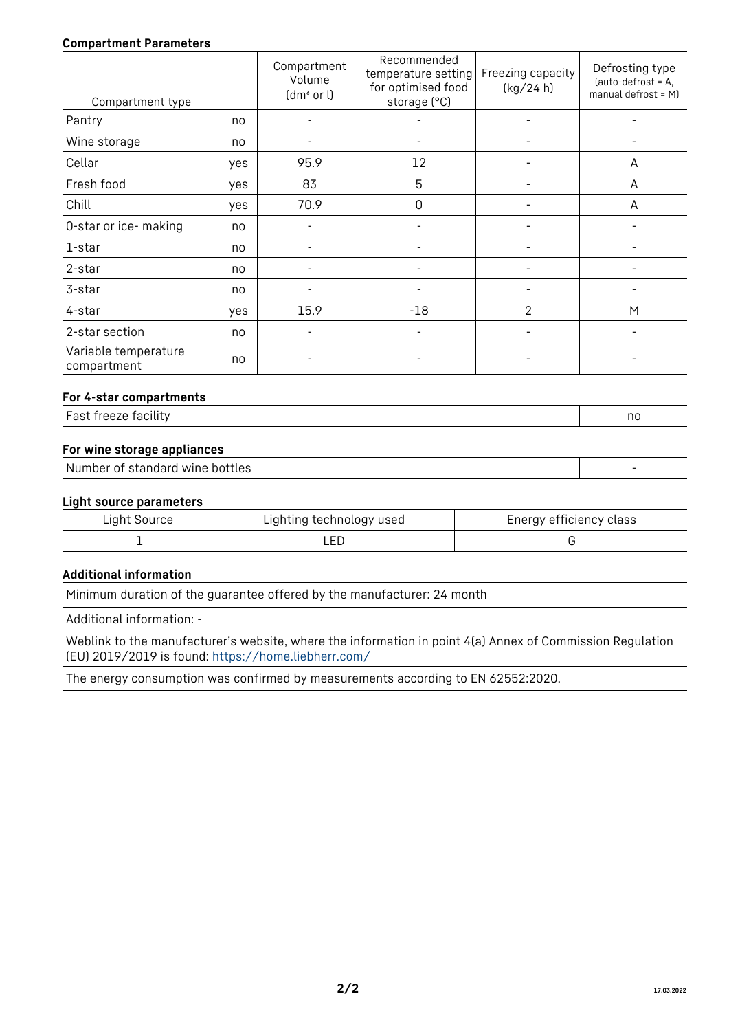**Compartment Parameters**

| Compartment type | | Compartment Volume (dm³ or l) | Recommended temperature setting for optimised food storage (°C) | Freezing capacity (kg/24 h) | Defrosting type (auto-defrost = A, manual defrost = M) |
|---|---|---|---|---|---|
| Pantry | no | - | - | - | - |
| Wine storage | no | - | - | - | - |
| Cellar | yes | 95.9 | 12 | - | A |
| Fresh food | yes | 83 | 5 | - | A |
| Chill | yes | 70.9 | 0 | - | A |
| 0-star or ice- making | no | - | - | - | - |
| 1-star | no | - | - | - | - |
| 2-star | no | - | - | - | - |
| 3-star | no | - | - | - | - |
| 4-star | yes | 15.9 | -18 | 2 | M |
| 2-star section | no | - | - | - | - |
| Variable temperature compartment | no | - | - | - | - |

**For 4-star compartments**

| | |
|---|---|
| Fast freeze facility | no |

**For wine storage appliances**

| | |
|---|---|
| Number of standard wine bottles | - |

**Light source parameters**

| Light Source | Lighting technology used | Energy efficiency class |
|---|---|---|
| 1 | LED | G |

**Additional information**

Minimum duration of the guarantee offered by the manufacturer: 24 month

Additional information: -

Weblink to the manufacturer's website, where the information in point 4(a) Annex of Commission Regulation (EU) 2019/2019 is found: https://home.liebherr.com/

The energy consumption was confirmed by measurements according to EN 62552:2020.

17.03.2022